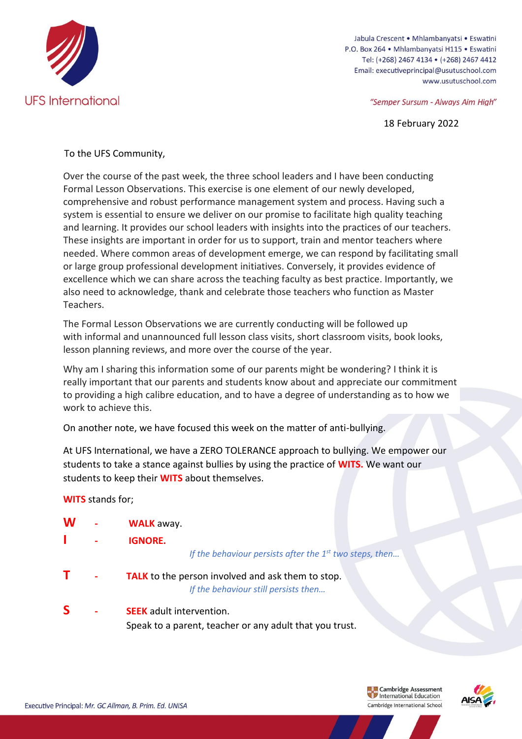UFS International

Jabula Crescent • Mhlambanyatsi • Eswatini
P.O. Box 264 • Mhlambanyatsi H115 • Eswatini
Tel: (+268) 2467 4134 • (+268) 2467 4412
Email: executiveprincipal@usutuschool.com
www.usutuschool.com

*"Semper Sursum - Always Aim High"*

18 February 2022

To the UFS Community,

Over the course of the past week, the three school leaders and I have been conducting Formal Lesson Observations. This exercise is one element of our newly developed, comprehensive and robust performance management system and process. Having such a system is essential to ensure we deliver on our promise to facilitate high quality teaching and learning. It provides our school leaders with insights into the practices of our teachers. These insights are important in order for us to support, train and mentor teachers where needed. Where common areas of development emerge, we can respond by facilitating small or large group professional development initiatives. Conversely, it provides evidence of excellence which we can share across the teaching faculty as best practice. Importantly, we also need to acknowledge, thank and celebrate those teachers who function as Master Teachers.

The Formal Lesson Observations we are currently conducting will be followed up with informal and unannounced full lesson class visits, short classroom visits, book looks, lesson planning reviews, and more over the course of the year.

Why am I sharing this information some of our parents might be wondering? I think it is really important that our parents and students know about and appreciate our commitment to providing a high calibre education, and to have a degree of understanding as to how we work to achieve this.

On another note, we have focused this week on the matter of anti-bullying.

At UFS International, we have a ZERO TOLERANCE approach to bullying. We empower our students to take a stance against bullies by using the practice of **WITS.** We want our students to keep their **WITS** about themselves.

**WITS** stands for;

**W** - **WALK** away.

**I** - **IGNORE.**

*If the behaviour persists after the 1st two steps, then…*

**T** - **TALK** to the person involved and ask them to stop.

*If the behaviour still persists then…*

**S** - **SEEK** adult intervention.
Speak to a parent, teacher or any adult that you trust.

Executive Principal: *Mr. GC Allman, B. Prim. Ed. UNISA*

Cambridge Assessment International Education
Cambridge International School

AISA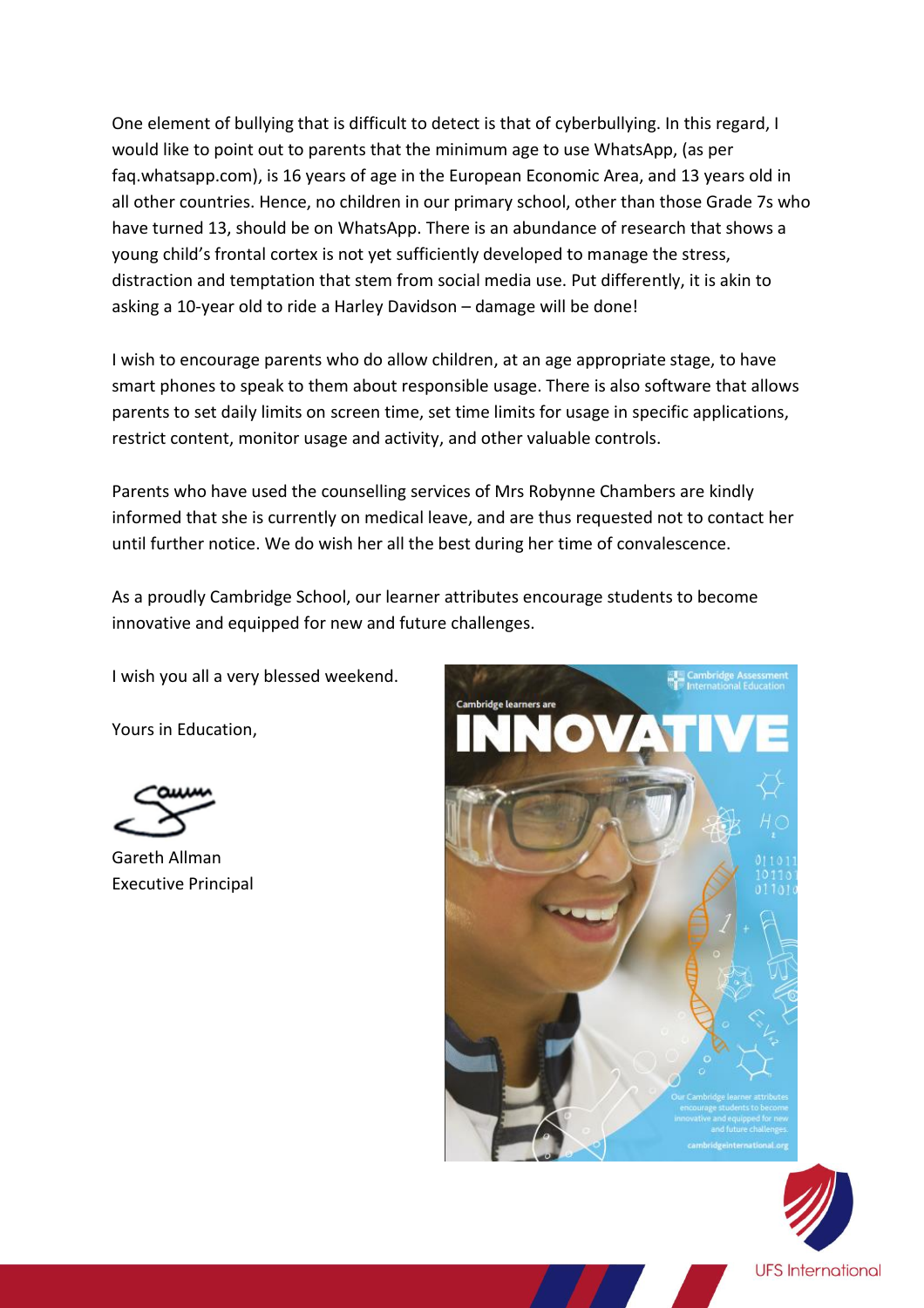One element of bullying that is difficult to detect is that of cyberbullying. In this regard, I would like to point out to parents that the minimum age to use WhatsApp, (as per faq.whatsapp.com), is 16 years of age in the European Economic Area, and 13 years old in all other countries. Hence, no children in our primary school, other than those Grade 7s who have turned 13, should be on WhatsApp. There is an abundance of research that shows a young child's frontal cortex is not yet sufficiently developed to manage the stress, distraction and temptation that stem from social media use. Put differently, it is akin to asking a 10-year old to ride a Harley Davidson – damage will be done!

I wish to encourage parents who do allow children, at an age appropriate stage, to have smart phones to speak to them about responsible usage. There is also software that allows parents to set daily limits on screen time, set time limits for usage in specific applications, restrict content, monitor usage and activity, and other valuable controls.

Parents who have used the counselling services of Mrs Robynne Chambers are kindly informed that she is currently on medical leave, and are thus requested not to contact her until further notice. We do wish her all the best during her time of convalescence.

As a proudly Cambridge School, our learner attributes encourage students to become innovative and equipped for new and future challenges.

I wish you all a very blessed weekend.

Yours in Education,

Gareth Allman
Executive Principal